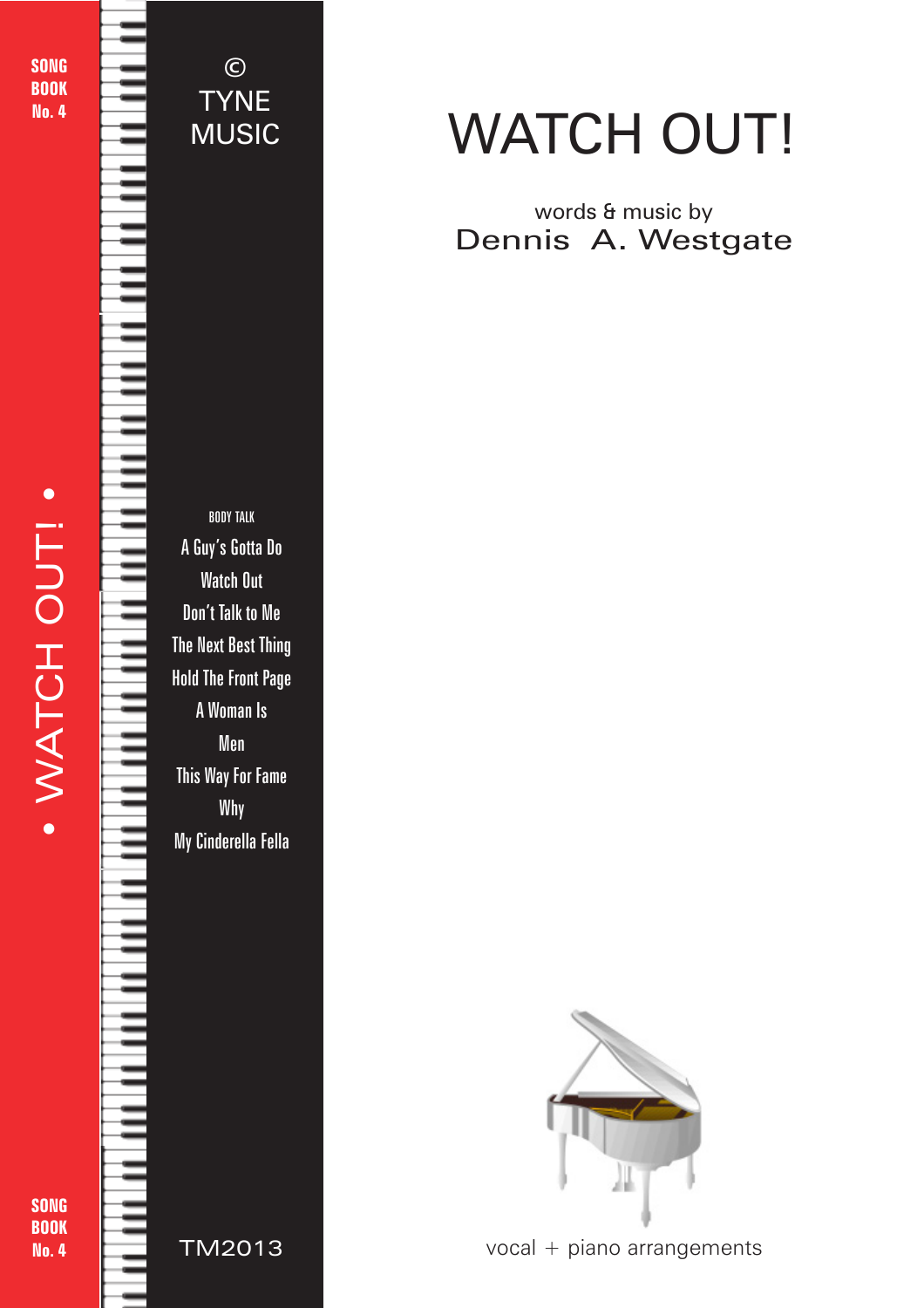SONG BOOK No. 4

• WATCH OUT! •

© TYNE MUSIC

BODY TALK
A Guy's Gotta Do
Watch Out
Don't Talk to Me
The Next Best Thing
Hold The Front Page
A Woman Is
Men
This Way For Fame
Why
My Cinderella Fella

TM2013

SONG BOOK No. 4

# WATCH OUT!

words & music by
Dennis A. Westgate

vocal + piano arrangements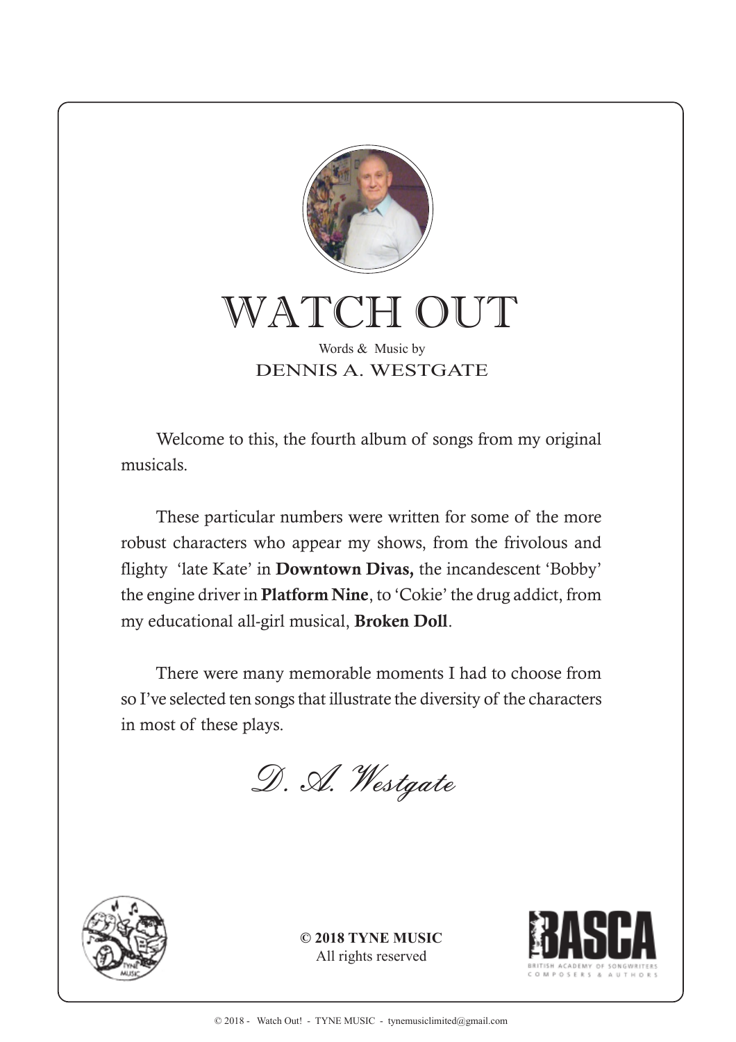# WATCH OUT

Words & Music by

DENNIS A. WESTGATE

Welcome to this, the fourth album of songs from my original musicals.

These particular numbers were written for some of the more robust characters who appear my shows, from the frivolous and flighty 'late Kate' in **Downtown Divas,** the incandescent 'Bobby' the engine driver in **Platform Nine**, to 'Cokie' the drug addict, from my educational all-girl musical, **Broken Doll**.

There were many memorable moments I had to choose from so I've selected ten songs that illustrate the diversity of the characters in most of these plays.

*D. A. Westgate*

**© 2018 TYNE MUSIC**
All rights reserved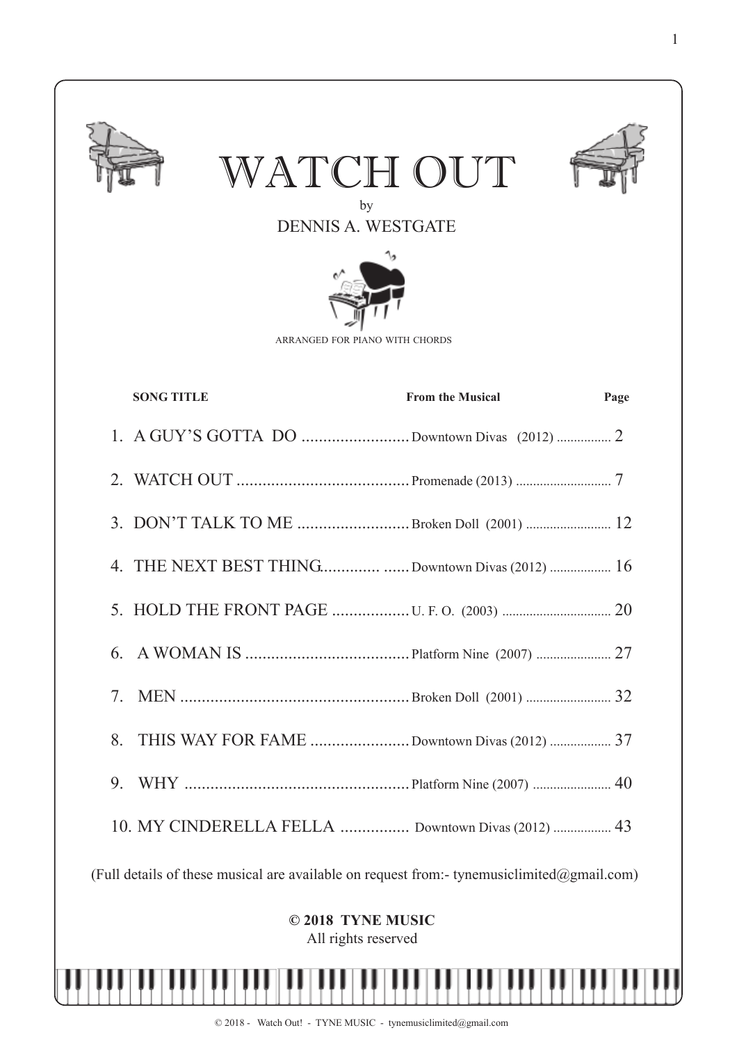# WATCH OUT

by

DENNIS A. WESTGATE

ARRANGED FOR PIANO WITH CHORDS

| SONG TITLE | From the Musical | Page |
|---|---|---|
| 1. A GUY'S GOTTA DO | Downtown Divas (2012) | 2 |
| 2. WATCH OUT | Promenade (2013) | 7 |
| 3. DON'T TALK TO ME | Broken Doll (2001) | 12 |
| 4. THE NEXT BEST THING | Downtown Divas (2012) | 16 |
| 5. HOLD THE FRONT PAGE | U. F. O. (2003) | 20 |
| 6. A WOMAN IS | Platform Nine (2007) | 27 |
| 7. MEN | Broken Doll (2001) | 32 |
| 8. THIS WAY FOR FAME | Downtown Divas (2012) | 37 |
| 9. WHY | Platform Nine (2007) | 40 |
| 10. MY CINDERELLA FELLA | Downtown Divas (2012) | 43 |

(Full details of these musical are available on request from:- tynemusiclimited@gmail.com)

**© 2018 TYNE MUSIC**

All rights reserved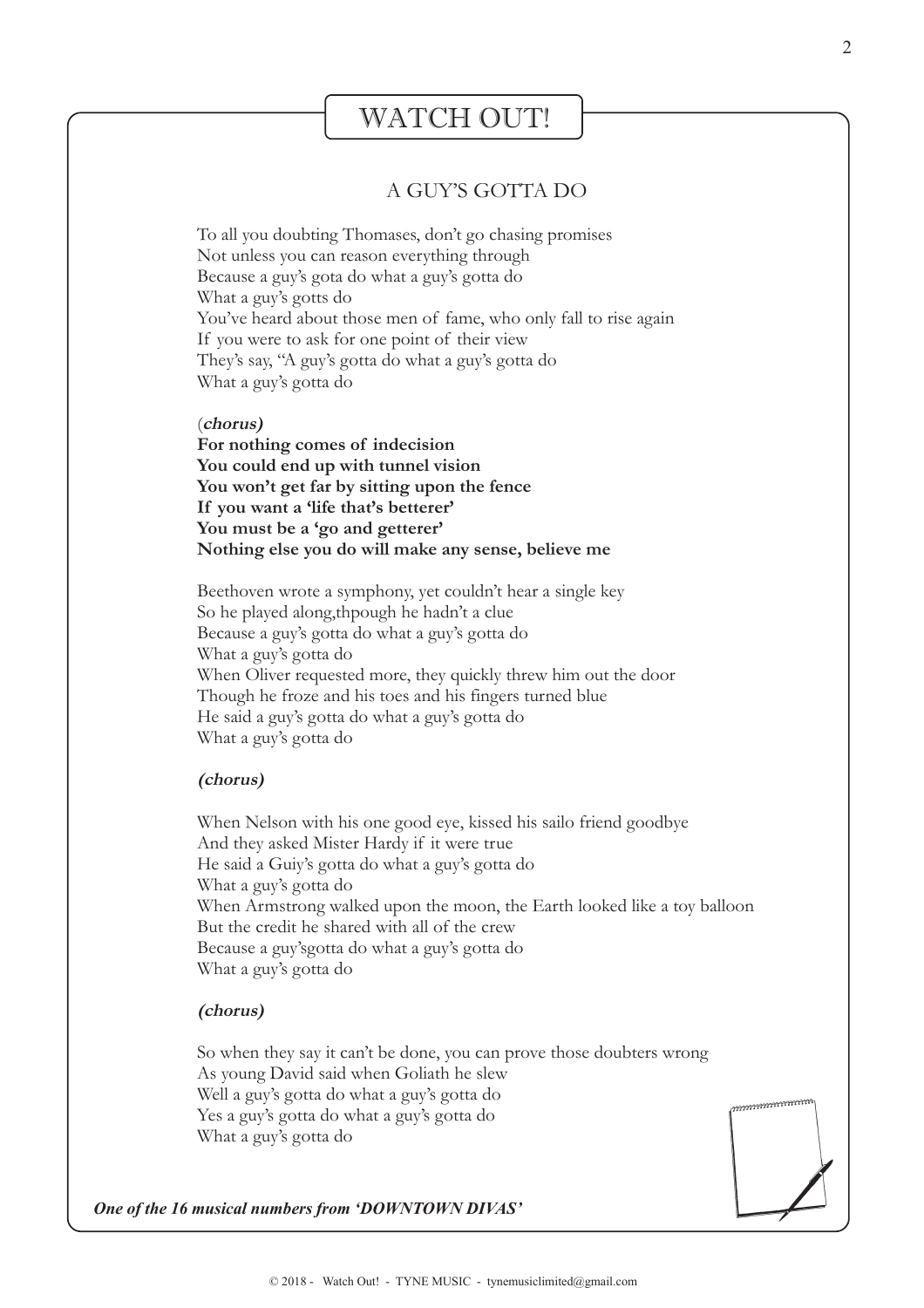# WATCH OUT!

## A GUY'S GOTTA DO

To all you doubting Thomases, don't go chasing promises
Not unless you can reason everything through
Because a guy's gota do what a guy's gotta do
What a guy's gotts do
You've heard about those men of fame, who only fall to rise again
If you were to ask for one point of their view
They's say, "A guy's gotta do what a guy's gotta do
What a guy's gotta do

(***chorus)***
**For nothing comes of indecision**
**You could end up with tunnel vision**
**You won't get far by sitting upon the fence**
**If you want a 'life that's betterer'**
**You must be a 'go and getterer'**
**Nothing else you do will make any sense, believe me**

Beethoven wrote a symphony, yet couldn't hear a single key
So he played along,thpough he hadn't a clue
Because a guy's gotta do what a guy's gotta do
What a guy's gotta do
When Oliver requested more, they quickly threw him out the door
Though he froze and his toes and his fingers turned blue
He said a guy's gotta do what a guy's gotta do
What a guy's gotta do

***(chorus)***

When Nelson with his one good eye, kissed his sailo friend goodbye
And they asked Mister Hardy if it were true
He said a Guiy's gotta do what a guy's gotta do
What a guy's gotta do
When Armstrong walked upon the moon, the Earth looked like a toy balloon
But the credit he shared with all of the crew
Because a guy'sgotta do what a guy's gotta do
What a guy's gotta do

***(chorus)***

So when they say it can't be done, you can prove those doubters wrong
As young David said when Goliath he slew
Well a guy's gotta do what a guy's gotta do
Yes a guy's gotta do what a guy's gotta do
What a guy's gotta do

***One of the 16 musical numbers from 'DOWNTOWN DIVAS'***

© 2018 - Watch Out! - TYNE MUSIC - tynemusiclimited@gmail.com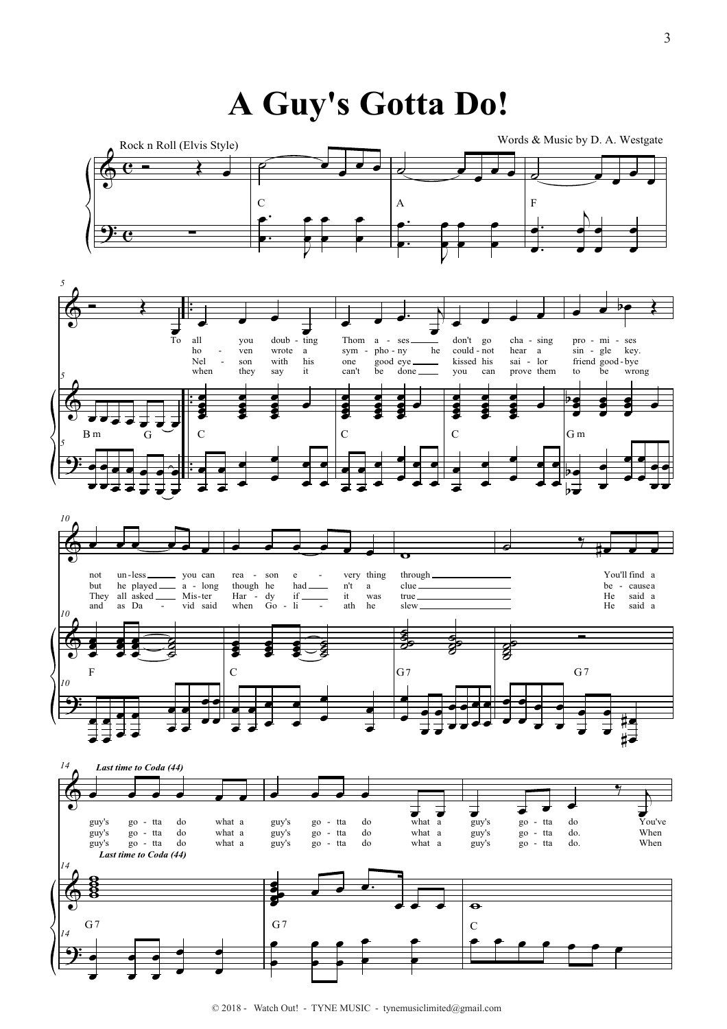# A Guy's Gotta Do!

Words & Music by D. A. Westgate

Rock n Roll (Elvis Style)

C A F Bm G C C C Gm F C G7 G7 G7 G7 C

To all you doub - ting Thom a - ses don't go cha - sing pro - mi - ses not un - less you can rea - son e - very thing through You'll find a

ho - ven wrote a sym - pho - ny he could - not hear a sin - gle key. but he played a - long though he had n't a clue be - cause a

Nel - son with his one good eye kissed his sai - lor friend good - bye They all asked Mis - ter Har - dy if it was true He said a

when they say it can't be done you can prove them to be wrong and as Da - vid said when Go - li - ath he slew He said a

*Last time to Coda (44)*

guy's go - tta do what a guy's go - tta do what a guy's go - tta do You've

guy's go - tta do what a guy's go - tta do what a guy's go - tta do. When

guy's go - tta do what a guy's go - tta do what a guy's go - tta do. When

© 2018 - Watch Out! - TYNE MUSIC - tynemusiclimited@gmail.com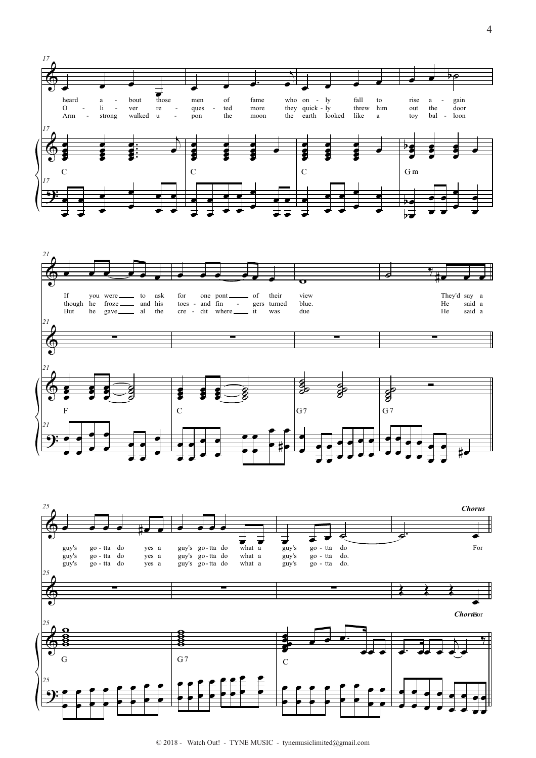heard a - bout those men of fame who on - ly fall to rise a - gain
O - li - ver re - ques - ted more they quick - ly threw him out the door
Arm - strong walked u - pon the moon the earth looked like a toy bal - loon

C C C G m

If you were to ask for one pont of their view They'd say a
though he froze and his toes - and fin - gers turned blue. He said a
But he gave al the cre - dit where it was due He said a

F C G7 G7

*Chorus*

guy's go - tta do yes a guy's go - tta do what a guy's go - tta do For
guy's go - tta do yes a guy's go - tta do what a guy's go - tta do.
guy's go - tta do yes a guy's go - tta do what a guy's go - tta do.

*Chorus* For

G G7 C